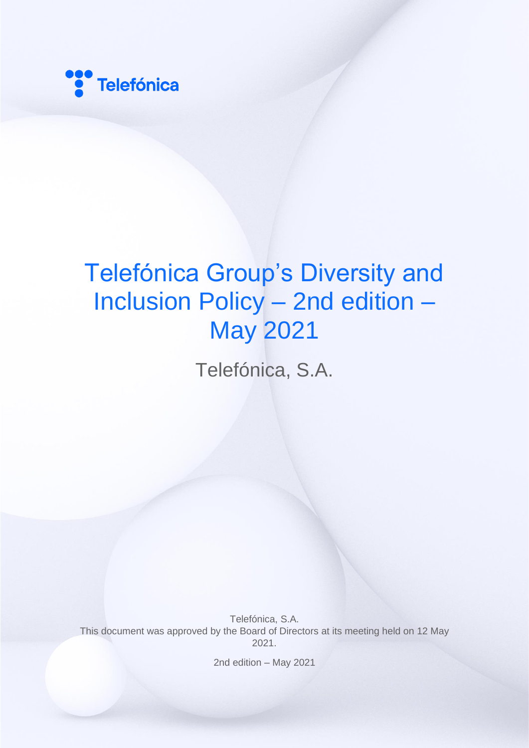Telefónica

# Telefónica Group's Diversity and Inclusion Policy – 2nd edition – May 2021

Telefónica, S.A.

Telefónica, S.A.
This document was approved by the Board of Directors at its meeting held on 12 May 2021.

2nd edition – May 2021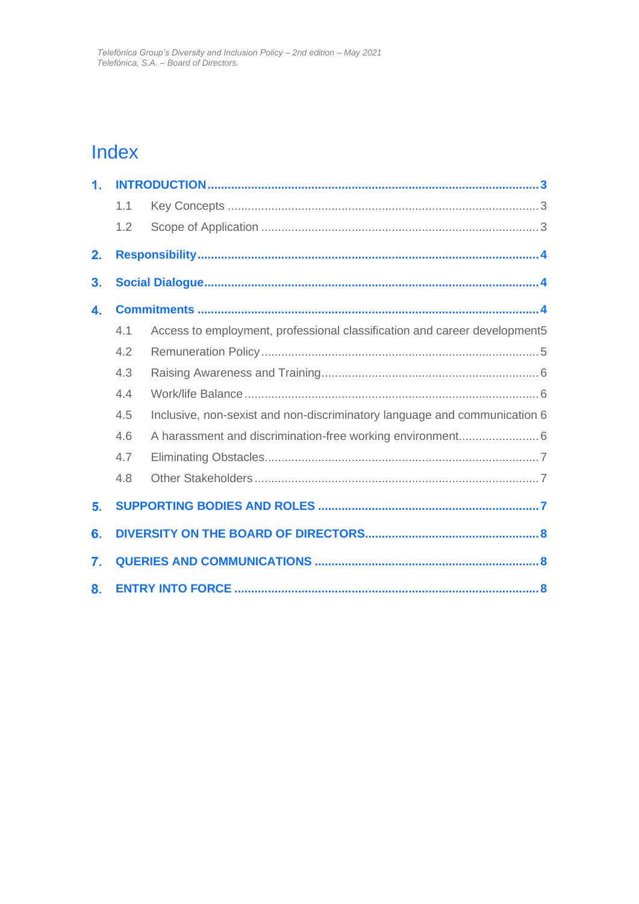# Index

1. **INTRODUCTION** ..... 3
   - 1.1 Key Concepts ..... 3
   - 1.2 Scope of Application ..... 3
2. **Responsibility** ..... 4
3. **Social Dialogue** ..... 4
4. **Commitments** ..... 4
   - 4.1 Access to employment, professional classification and career development ..... 5
   - 4.2 Remuneration Policy ..... 5
   - 4.3 Raising Awareness and Training ..... 6
   - 4.4 Work/life Balance ..... 6
   - 4.5 Inclusive, non-sexist and non-discriminatory language and communication ..... 6
   - 4.6 A harassment and discrimination-free working environment ..... 6
   - 4.7 Eliminating Obstacles ..... 7
   - 4.8 Other Stakeholders ..... 7
5. **SUPPORTING BODIES AND ROLES** ..... 7
6. **DIVERSITY ON THE BOARD OF DIRECTORS** ..... 8
7. **QUERIES AND COMMUNICATIONS** ..... 8
8. **ENTRY INTO FORCE** ..... 8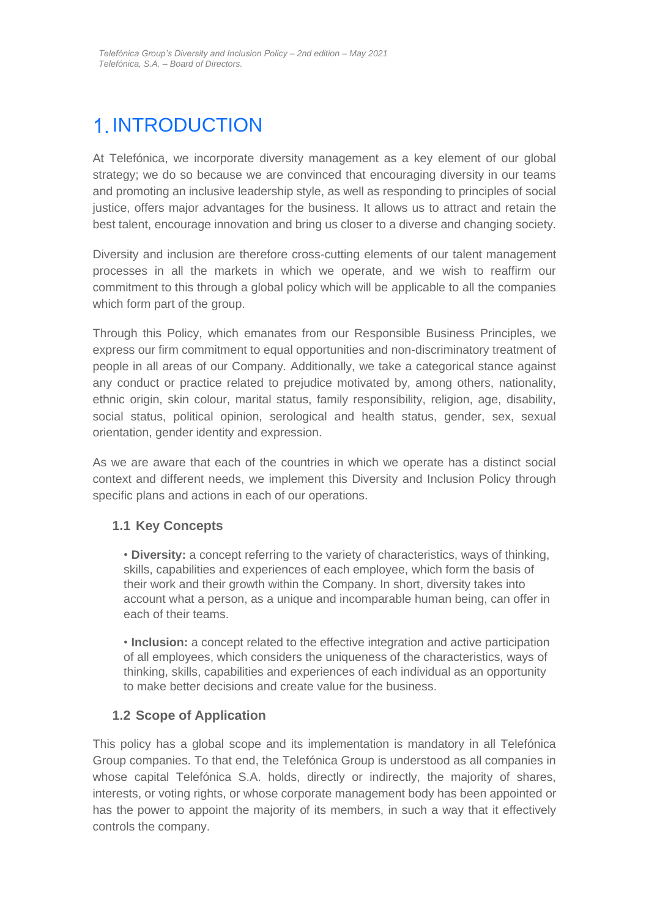# 1. INTRODUCTION

At Telefónica, we incorporate diversity management as a key element of our global strategy; we do so because we are convinced that encouraging diversity in our teams and promoting an inclusive leadership style, as well as responding to principles of social justice, offers major advantages for the business. It allows us to attract and retain the best talent, encourage innovation and bring us closer to a diverse and changing society.

Diversity and inclusion are therefore cross-cutting elements of our talent management processes in all the markets in which we operate, and we wish to reaffirm our commitment to this through a global policy which will be applicable to all the companies which form part of the group.

Through this Policy, which emanates from our Responsible Business Principles, we express our firm commitment to equal opportunities and non-discriminatory treatment of people in all areas of our Company. Additionally, we take a categorical stance against any conduct or practice related to prejudice motivated by, among others, nationality, ethnic origin, skin colour, marital status, family responsibility, religion, age, disability, social status, political opinion, serological and health status, gender, sex, sexual orientation, gender identity and expression.

As we are aware that each of the countries in which we operate has a distinct social context and different needs, we implement this Diversity and Inclusion Policy through specific plans and actions in each of our operations.

## 1.1 Key Concepts

- **Diversity:** a concept referring to the variety of characteristics, ways of thinking, skills, capabilities and experiences of each employee, which form the basis of their work and their growth within the Company. In short, diversity takes into account what a person, as a unique and incomparable human being, can offer in each of their teams.

- **Inclusion:** a concept related to the effective integration and active participation of all employees, which considers the uniqueness of the characteristics, ways of thinking, skills, capabilities and experiences of each individual as an opportunity to make better decisions and create value for the business.

## 1.2 Scope of Application

This policy has a global scope and its implementation is mandatory in all Telefónica Group companies. To that end, the Telefónica Group is understood as all companies in whose capital Telefónica S.A. holds, directly or indirectly, the majority of shares, interests, or voting rights, or whose corporate management body has been appointed or has the power to appoint the majority of its members, in such a way that it effectively controls the company.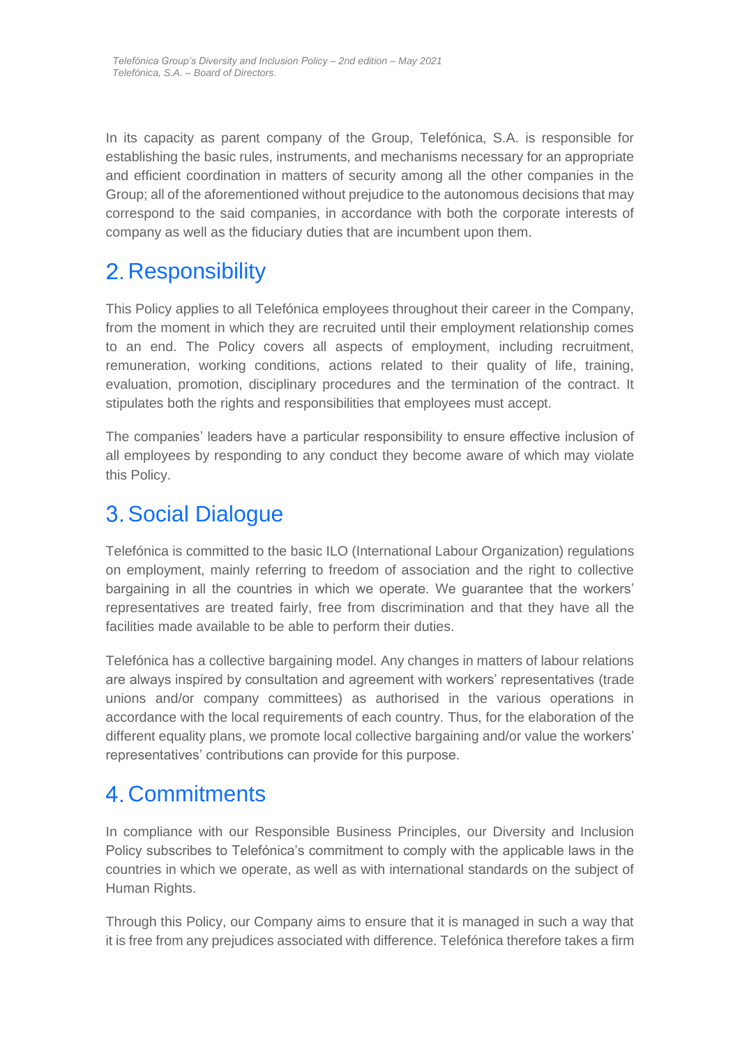In its capacity as parent company of the Group, Telefónica, S.A. is responsible for establishing the basic rules, instruments, and mechanisms necessary for an appropriate and efficient coordination in matters of security among all the other companies in the Group; all of the aforementioned without prejudice to the autonomous decisions that may correspond to the said companies, in accordance with both the corporate interests of company as well as the fiduciary duties that are incumbent upon them.

## 2. Responsibility

This Policy applies to all Telefónica employees throughout their career in the Company, from the moment in which they are recruited until their employment relationship comes to an end. The Policy covers all aspects of employment, including recruitment, remuneration, working conditions, actions related to their quality of life, training, evaluation, promotion, disciplinary procedures and the termination of the contract. It stipulates both the rights and responsibilities that employees must accept.

The companies' leaders have a particular responsibility to ensure effective inclusion of all employees by responding to any conduct they become aware of which may violate this Policy.

## 3. Social Dialogue

Telefónica is committed to the basic ILO (International Labour Organization) regulations on employment, mainly referring to freedom of association and the right to collective bargaining in all the countries in which we operate. We guarantee that the workers' representatives are treated fairly, free from discrimination and that they have all the facilities made available to be able to perform their duties.

Telefónica has a collective bargaining model. Any changes in matters of labour relations are always inspired by consultation and agreement with workers' representatives (trade unions and/or company committees) as authorised in the various operations in accordance with the local requirements of each country. Thus, for the elaboration of the different equality plans, we promote local collective bargaining and/or value the workers' representatives' contributions can provide for this purpose.

## 4. Commitments

In compliance with our Responsible Business Principles, our Diversity and Inclusion Policy subscribes to Telefónica's commitment to comply with the applicable laws in the countries in which we operate, as well as with international standards on the subject of Human Rights.

Through this Policy, our Company aims to ensure that it is managed in such a way that it is free from any prejudices associated with difference. Telefónica therefore takes a firm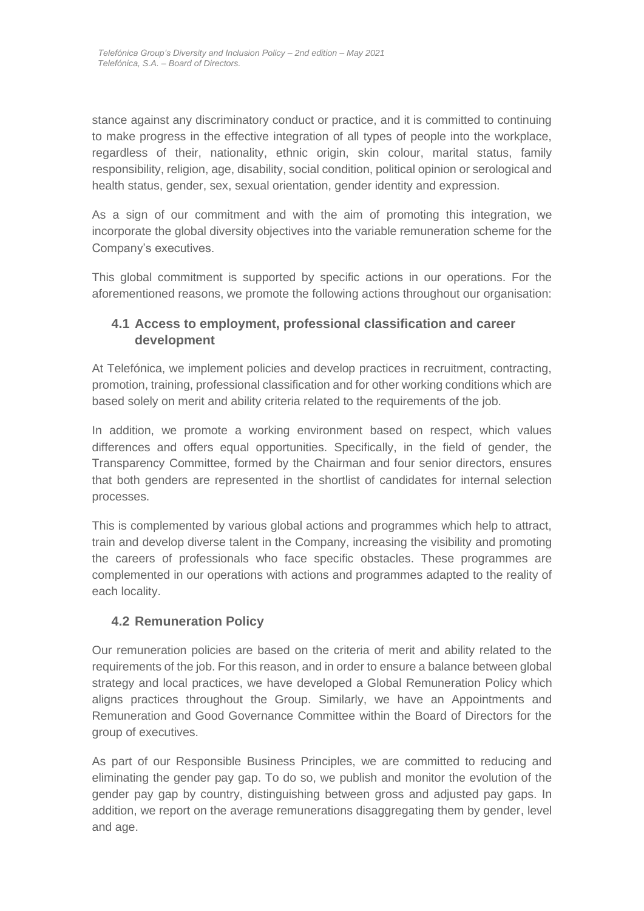stance against any discriminatory conduct or practice, and it is committed to continuing to make progress in the effective integration of all types of people into the workplace, regardless of their, nationality, ethnic origin, skin colour, marital status, family responsibility, religion, age, disability, social condition, political opinion or serological and health status, gender, sex, sexual orientation, gender identity and expression.

As a sign of our commitment and with the aim of promoting this integration, we incorporate the global diversity objectives into the variable remuneration scheme for the Company's executives.

This global commitment is supported by specific actions in our operations. For the aforementioned reasons, we promote the following actions throughout our organisation:

### 4.1 Access to employment, professional classification and career development

At Telefónica, we implement policies and develop practices in recruitment, contracting, promotion, training, professional classification and for other working conditions which are based solely on merit and ability criteria related to the requirements of the job.

In addition, we promote a working environment based on respect, which values differences and offers equal opportunities. Specifically, in the field of gender, the Transparency Committee, formed by the Chairman and four senior directors, ensures that both genders are represented in the shortlist of candidates for internal selection processes.

This is complemented by various global actions and programmes which help to attract, train and develop diverse talent in the Company, increasing the visibility and promoting the careers of professionals who face specific obstacles. These programmes are complemented in our operations with actions and programmes adapted to the reality of each locality.

### 4.2 Remuneration Policy

Our remuneration policies are based on the criteria of merit and ability related to the requirements of the job. For this reason, and in order to ensure a balance between global strategy and local practices, we have developed a Global Remuneration Policy which aligns practices throughout the Group. Similarly, we have an Appointments and Remuneration and Good Governance Committee within the Board of Directors for the group of executives.

As part of our Responsible Business Principles, we are committed to reducing and eliminating the gender pay gap. To do so, we publish and monitor the evolution of the gender pay gap by country, distinguishing between gross and adjusted pay gaps. In addition, we report on the average remunerations disaggregating them by gender, level and age.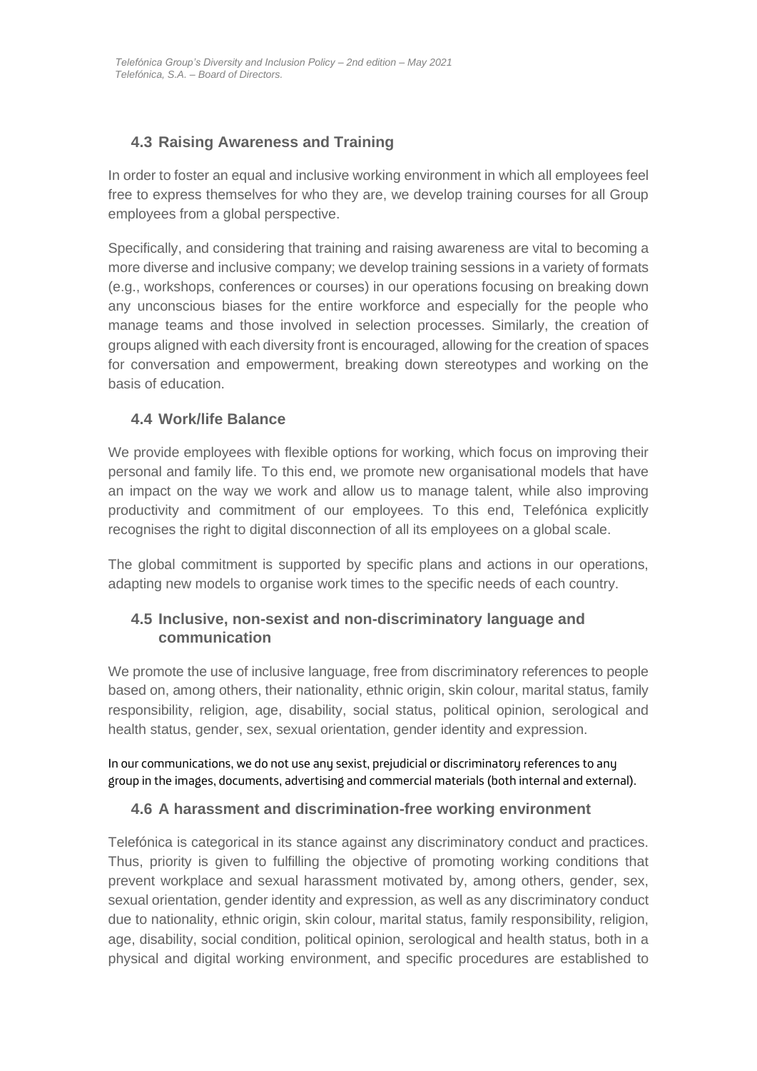## 4.3 Raising Awareness and Training

In order to foster an equal and inclusive working environment in which all employees feel free to express themselves for who they are, we develop training courses for all Group employees from a global perspective.

Specifically, and considering that training and raising awareness are vital to becoming a more diverse and inclusive company; we develop training sessions in a variety of formats (e.g., workshops, conferences or courses) in our operations focusing on breaking down any unconscious biases for the entire workforce and especially for the people who manage teams and those involved in selection processes. Similarly, the creation of groups aligned with each diversity front is encouraged, allowing for the creation of spaces for conversation and empowerment, breaking down stereotypes and working on the basis of education.

## 4.4 Work/life Balance

We provide employees with flexible options for working, which focus on improving their personal and family life. To this end, we promote new organisational models that have an impact on the way we work and allow us to manage talent, while also improving productivity and commitment of our employees. To this end, Telefónica explicitly recognises the right to digital disconnection of all its employees on a global scale.

The global commitment is supported by specific plans and actions in our operations, adapting new models to organise work times to the specific needs of each country.

## 4.5 Inclusive, non-sexist and non-discriminatory language and communication

We promote the use of inclusive language, free from discriminatory references to people based on, among others, their nationality, ethnic origin, skin colour, marital status, family responsibility, religion, age, disability, social status, political opinion, serological and health status, gender, sex, sexual orientation, gender identity and expression.

In our communications, we do not use any sexist, prejudicial or discriminatory references to any group in the images, documents, advertising and commercial materials (both internal and external).

## 4.6 A harassment and discrimination-free working environment

Telefónica is categorical in its stance against any discriminatory conduct and practices. Thus, priority is given to fulfilling the objective of promoting working conditions that prevent workplace and sexual harassment motivated by, among others, gender, sex, sexual orientation, gender identity and expression, as well as any discriminatory conduct due to nationality, ethnic origin, skin colour, marital status, family responsibility, religion, age, disability, social condition, political opinion, serological and health status, both in a physical and digital working environment, and specific procedures are established to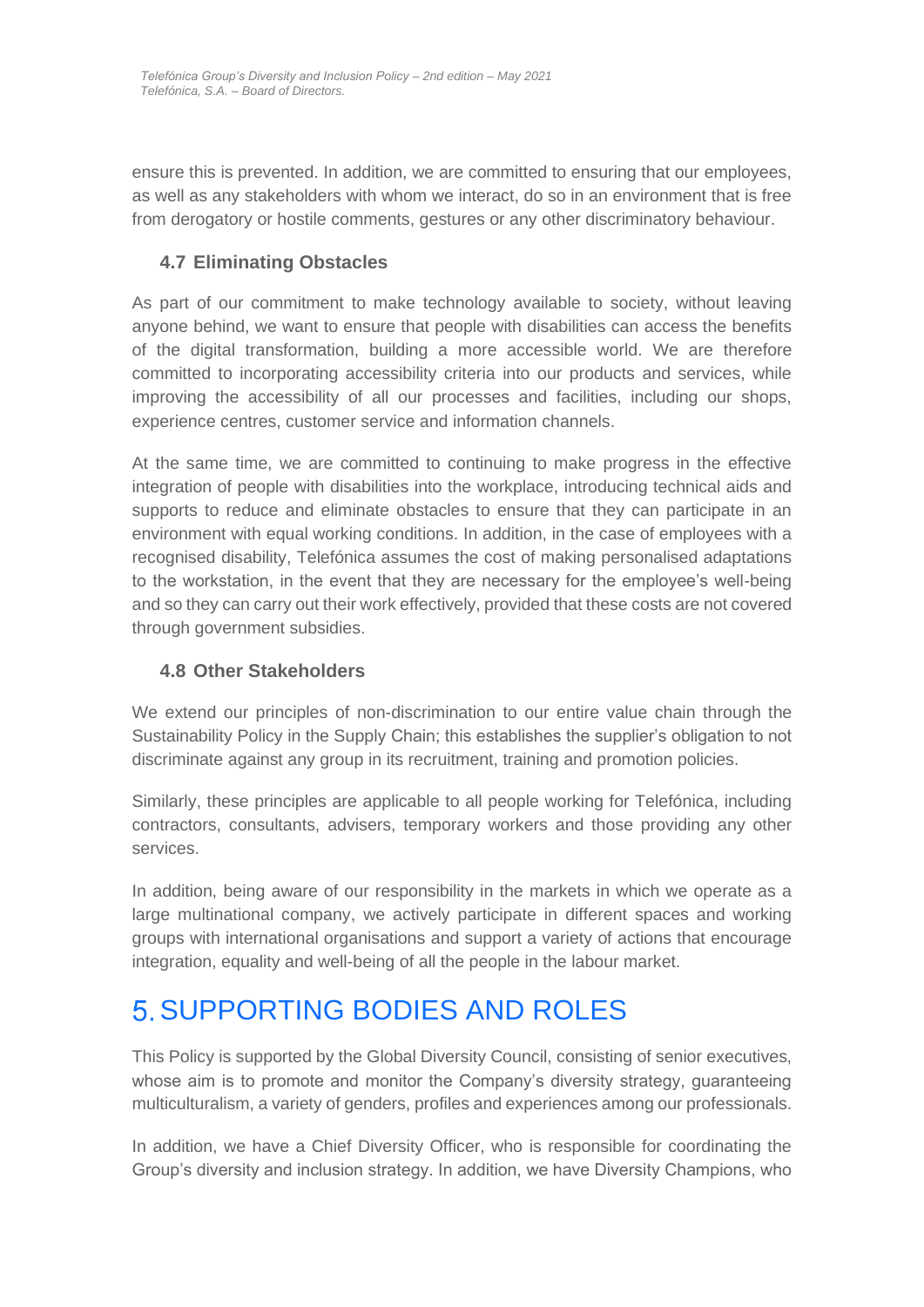ensure this is prevented. In addition, we are committed to ensuring that our employees, as well as any stakeholders with whom we interact, do so in an environment that is free from derogatory or hostile comments, gestures or any other discriminatory behaviour.

### 4.7 Eliminating Obstacles

As part of our commitment to make technology available to society, without leaving anyone behind, we want to ensure that people with disabilities can access the benefits of the digital transformation, building a more accessible world. We are therefore committed to incorporating accessibility criteria into our products and services, while improving the accessibility of all our processes and facilities, including our shops, experience centres, customer service and information channels.

At the same time, we are committed to continuing to make progress in the effective integration of people with disabilities into the workplace, introducing technical aids and supports to reduce and eliminate obstacles to ensure that they can participate in an environment with equal working conditions. In addition, in the case of employees with a recognised disability, Telefónica assumes the cost of making personalised adaptations to the workstation, in the event that they are necessary for the employee's well-being and so they can carry out their work effectively, provided that these costs are not covered through government subsidies.

### 4.8 Other Stakeholders

We extend our principles of non-discrimination to our entire value chain through the Sustainability Policy in the Supply Chain; this establishes the supplier's obligation to not discriminate against any group in its recruitment, training and promotion policies.

Similarly, these principles are applicable to all people working for Telefónica, including contractors, consultants, advisers, temporary workers and those providing any other services.

In addition, being aware of our responsibility in the markets in which we operate as a large multinational company, we actively participate in different spaces and working groups with international organisations and support a variety of actions that encourage integration, equality and well-being of all the people in the labour market.

## 5. SUPPORTING BODIES AND ROLES

This Policy is supported by the Global Diversity Council, consisting of senior executives, whose aim is to promote and monitor the Company's diversity strategy, guaranteeing multiculturalism, a variety of genders, profiles and experiences among our professionals.

In addition, we have a Chief Diversity Officer, who is responsible for coordinating the Group's diversity and inclusion strategy. In addition, we have Diversity Champions, who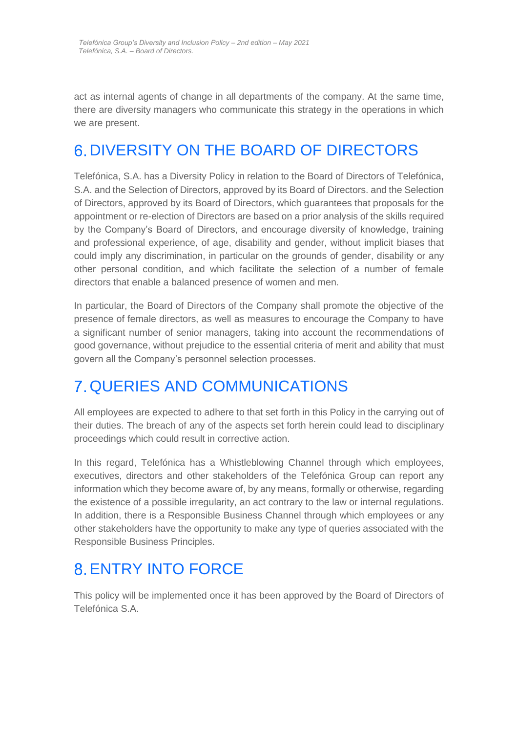act as internal agents of change in all departments of the company. At the same time, there are diversity managers who communicate this strategy in the operations in which we are present.

# 6. DIVERSITY ON THE BOARD OF DIRECTORS

Telefónica, S.A. has a Diversity Policy in relation to the Board of Directors of Telefónica, S.A. and the Selection of Directors, approved by its Board of Directors. and the Selection of Directors, approved by its Board of Directors, which guarantees that proposals for the appointment or re-election of Directors are based on a prior analysis of the skills required by the Company's Board of Directors, and encourage diversity of knowledge, training and professional experience, of age, disability and gender, without implicit biases that could imply any discrimination, in particular on the grounds of gender, disability or any other personal condition, and which facilitate the selection of a number of female directors that enable a balanced presence of women and men.

In particular, the Board of Directors of the Company shall promote the objective of the presence of female directors, as well as measures to encourage the Company to have a significant number of senior managers, taking into account the recommendations of good governance, without prejudice to the essential criteria of merit and ability that must govern all the Company's personnel selection processes.

# 7. QUERIES AND COMMUNICATIONS

All employees are expected to adhere to that set forth in this Policy in the carrying out of their duties. The breach of any of the aspects set forth herein could lead to disciplinary proceedings which could result in corrective action.

In this regard, Telefónica has a Whistleblowing Channel through which employees, executives, directors and other stakeholders of the Telefónica Group can report any information which they become aware of, by any means, formally or otherwise, regarding the existence of a possible irregularity, an act contrary to the law or internal regulations. In addition, there is a Responsible Business Channel through which employees or any other stakeholders have the opportunity to make any type of queries associated with the Responsible Business Principles.

# 8. ENTRY INTO FORCE

This policy will be implemented once it has been approved by the Board of Directors of Telefónica S.A.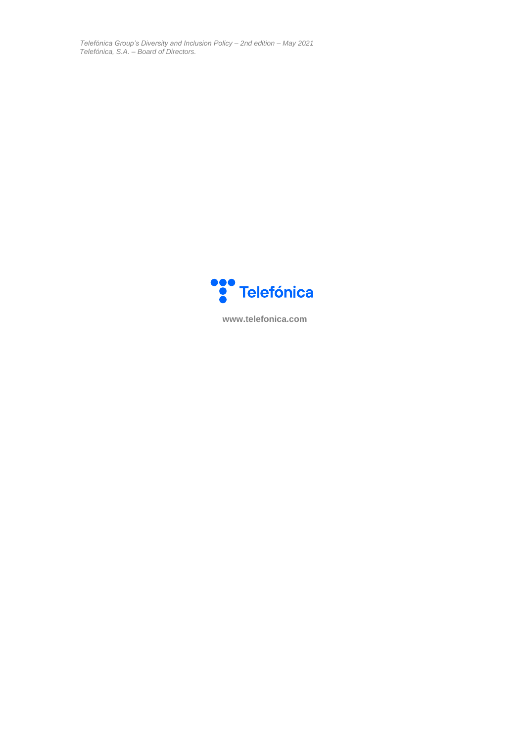*Telefónica Group's Diversity and Inclusion Policy – 2nd edition – May 2021*
*Telefónica, S.A. – Board of Directors.*

Telefónica

**www.telefonica.com**